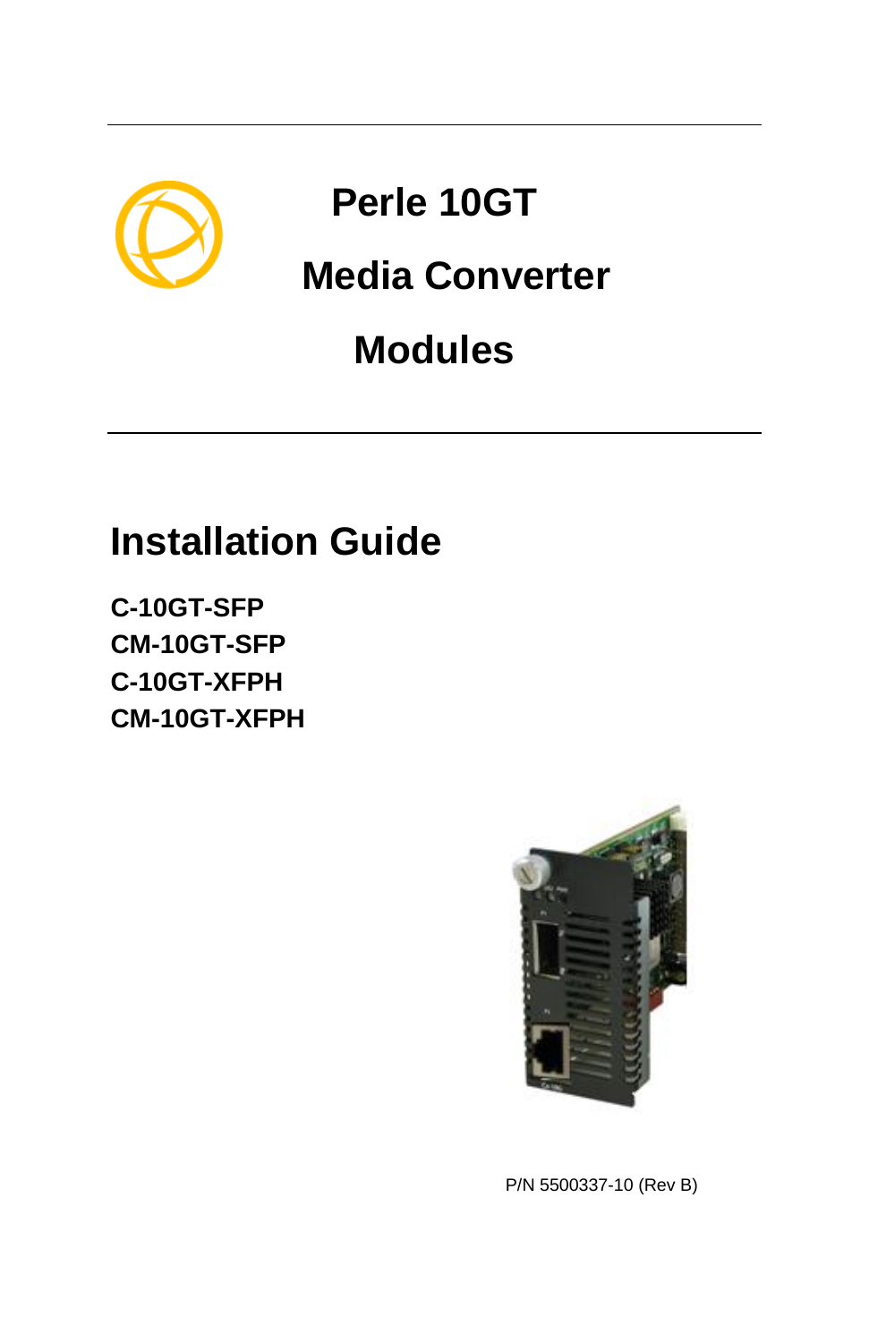# Perle 10GT Media Converter Modules

## Installation Guide

**C-10GT-SFP**
**CM-10GT-SFP**
**C-10GT-XFPH**
**CM-10GT-XFPH**

P/N 5500337-10 (Rev B)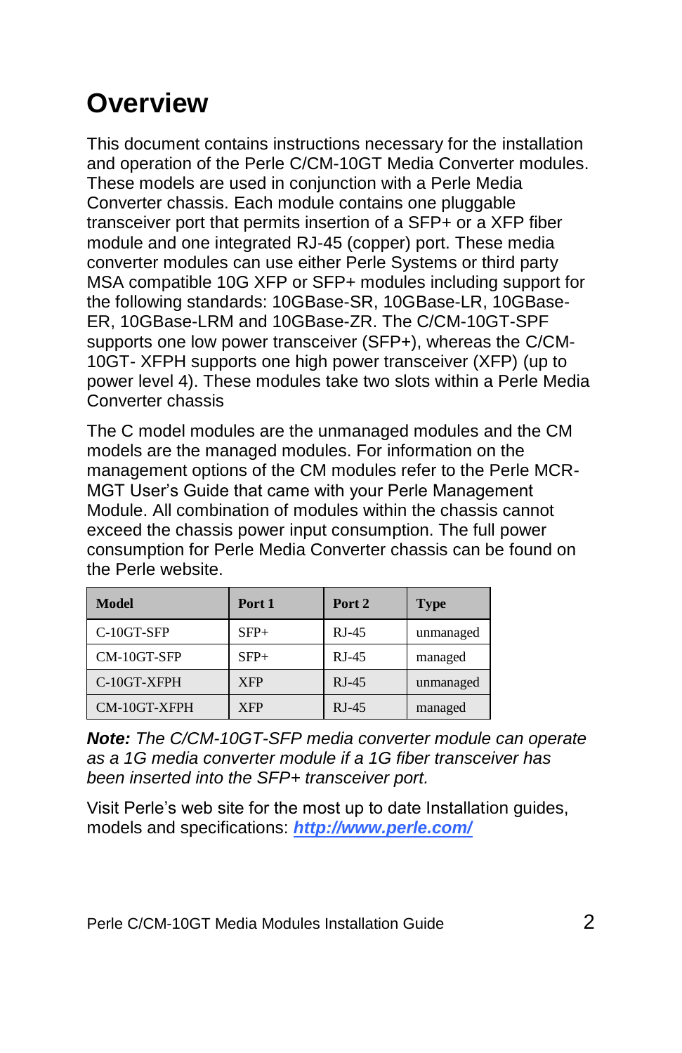# Overview

This document contains instructions necessary for the installation and operation of the Perle C/CM-10GT Media Converter modules. These models are used in conjunction with a Perle Media Converter chassis. Each module contains one pluggable transceiver port that permits insertion of a SFP+ or a XFP fiber module and one integrated RJ-45 (copper) port. These media converter modules can use either Perle Systems or third party MSA compatible 10G XFP or SFP+ modules including support for the following standards: 10GBase-SR, 10GBase-LR, 10GBase-ER, 10GBase-LRM and 10GBase-ZR. The C/CM-10GT-SPF supports one low power transceiver (SFP+), whereas the C/CM-10GT- XFPH supports one high power transceiver (XFP) (up to power level 4). These modules take two slots within a Perle Media Converter chassis

The C model modules are the unmanaged modules and the CM models are the managed modules. For information on the management options of the CM modules refer to the Perle MCR-MGT User's Guide that came with your Perle Management Module. All combination of modules within the chassis cannot exceed the chassis power input consumption. The full power consumption for Perle Media Converter chassis can be found on the Perle website.

| Model | Port 1 | Port 2 | Type |
|---|---|---|---|
| C-10GT-SFP | SFP+ | RJ-45 | unmanaged |
| CM-10GT-SFP | SFP+ | RJ-45 | managed |
| C-10GT-XFPH | XFP | RJ-45 | unmanaged |
| CM-10GT-XFPH | XFP | RJ-45 | managed |

***Note:*** *The C/CM-10GT-SFP media converter module can operate as a 1G media converter module if a 1G fiber transceiver has been inserted into the SFP+ transceiver port.*

Visit Perle's web site for the most up to date Installation guides, models and specifications: [***http://www.perle.com/***](http://www.perle.com/)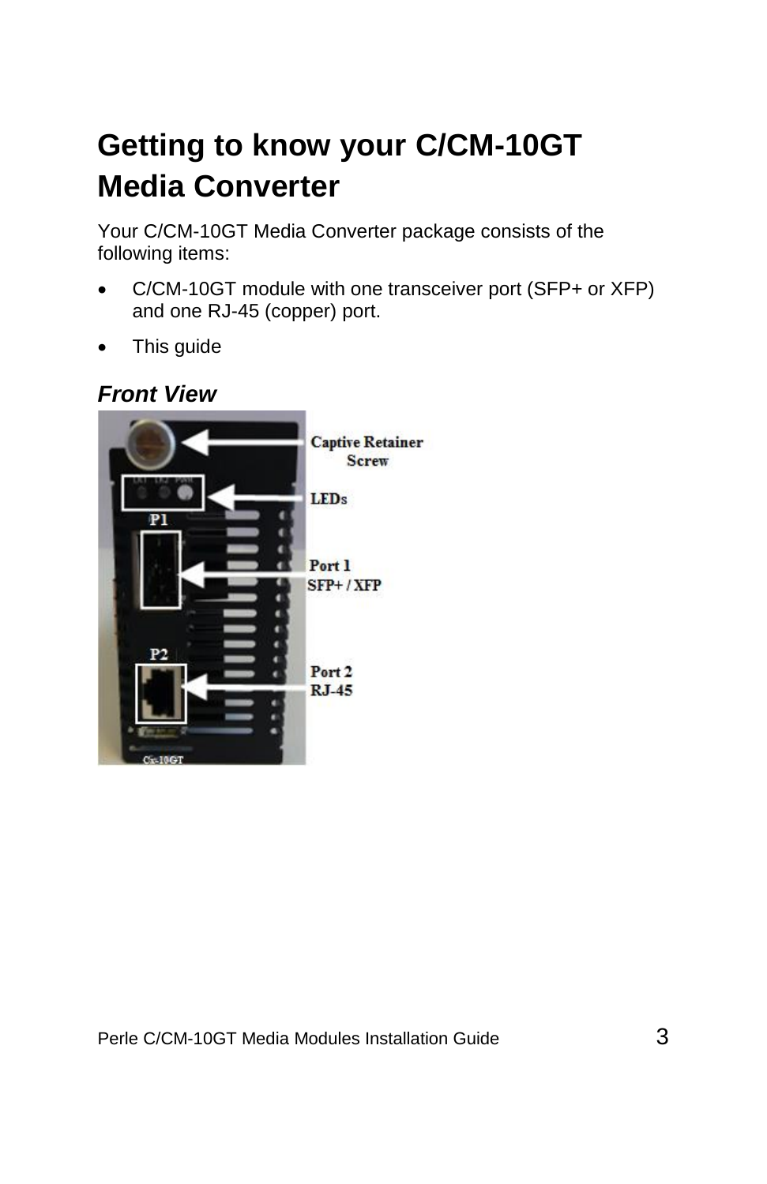# Getting to know your C/CM-10GT Media Converter

Your C/CM-10GT Media Converter package consists of the following items:

- C/CM-10GT module with one transceiver port (SFP+ or XFP) and one RJ-45 (copper) port.
- This guide

## *Front View*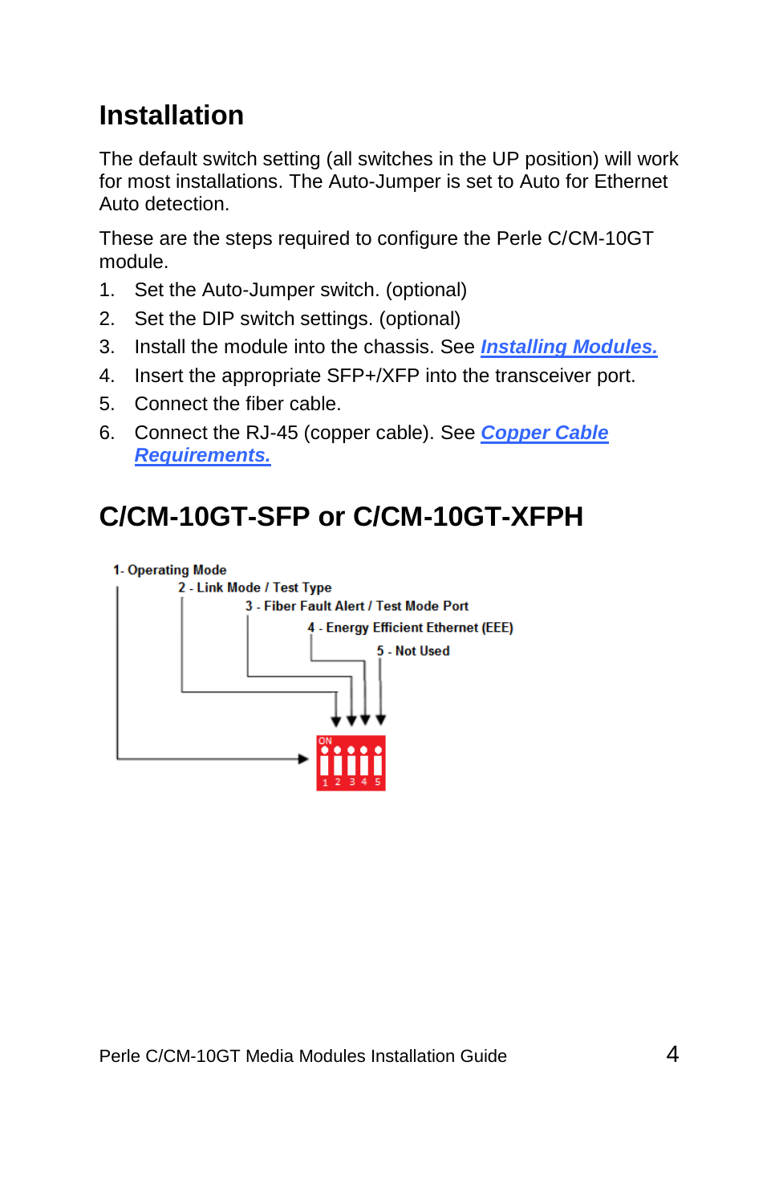# Installation

The default switch setting (all switches in the UP position) will work for most installations. The Auto-Jumper is set to Auto for Ethernet Auto detection.

These are the steps required to configure the Perle C/CM-10GT module.

1. Set the Auto-Jumper switch. (optional)
2. Set the DIP switch settings. (optional)
3. Install the module into the chassis. See ***Installing Modules.***
4. Insert the appropriate SFP+/XFP into the transceiver port.
5. Connect the fiber cable.
6. Connect the RJ-45 (copper cable). See ***Copper Cable Requirements.***

# C/CM-10GT-SFP or C/CM-10GT-XFPH

1- Operating Mode
2 - Link Mode / Test Type
3 - Fiber Fault Alert / Test Mode Port
4 - Energy Efficient Ethernet (EEE)
5 - Not Used

ON
1 2 3 4 5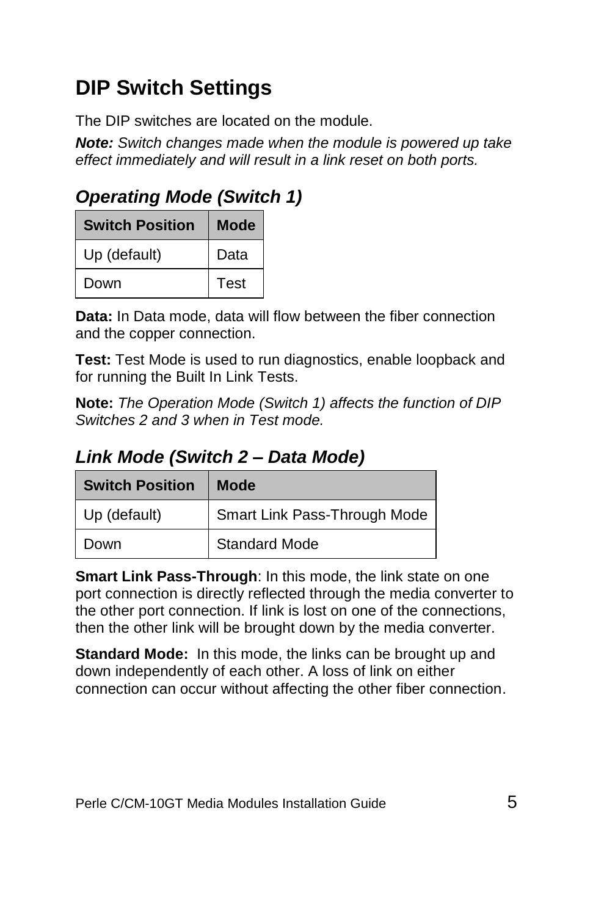# DIP Switch Settings

The DIP switches are located on the module.

***Note:*** *Switch changes made when the module is powered up take effect immediately and will result in a link reset on both ports.*

## *Operating Mode (Switch 1)*

| Switch Position | Mode |
|---|---|
| Up (default) | Data |
| Down | Test |

**Data:** In Data mode, data will flow between the fiber connection and the copper connection.

**Test:** Test Mode is used to run diagnostics, enable loopback and for running the Built In Link Tests.

**Note:** *The Operation Mode (Switch 1) affects the function of DIP Switches 2 and 3 when in Test mode.*

## *Link Mode (Switch 2 – Data Mode)*

| Switch Position | Mode |
|---|---|
| Up (default) | Smart Link Pass-Through Mode |
| Down | Standard Mode |

**Smart Link Pass-Through**: In this mode, the link state on one port connection is directly reflected through the media converter to the other port connection. If link is lost on one of the connections, then the other link will be brought down by the media converter.

**Standard Mode:** In this mode, the links can be brought up and down independently of each other. A loss of link on either connection can occur without affecting the other fiber connection.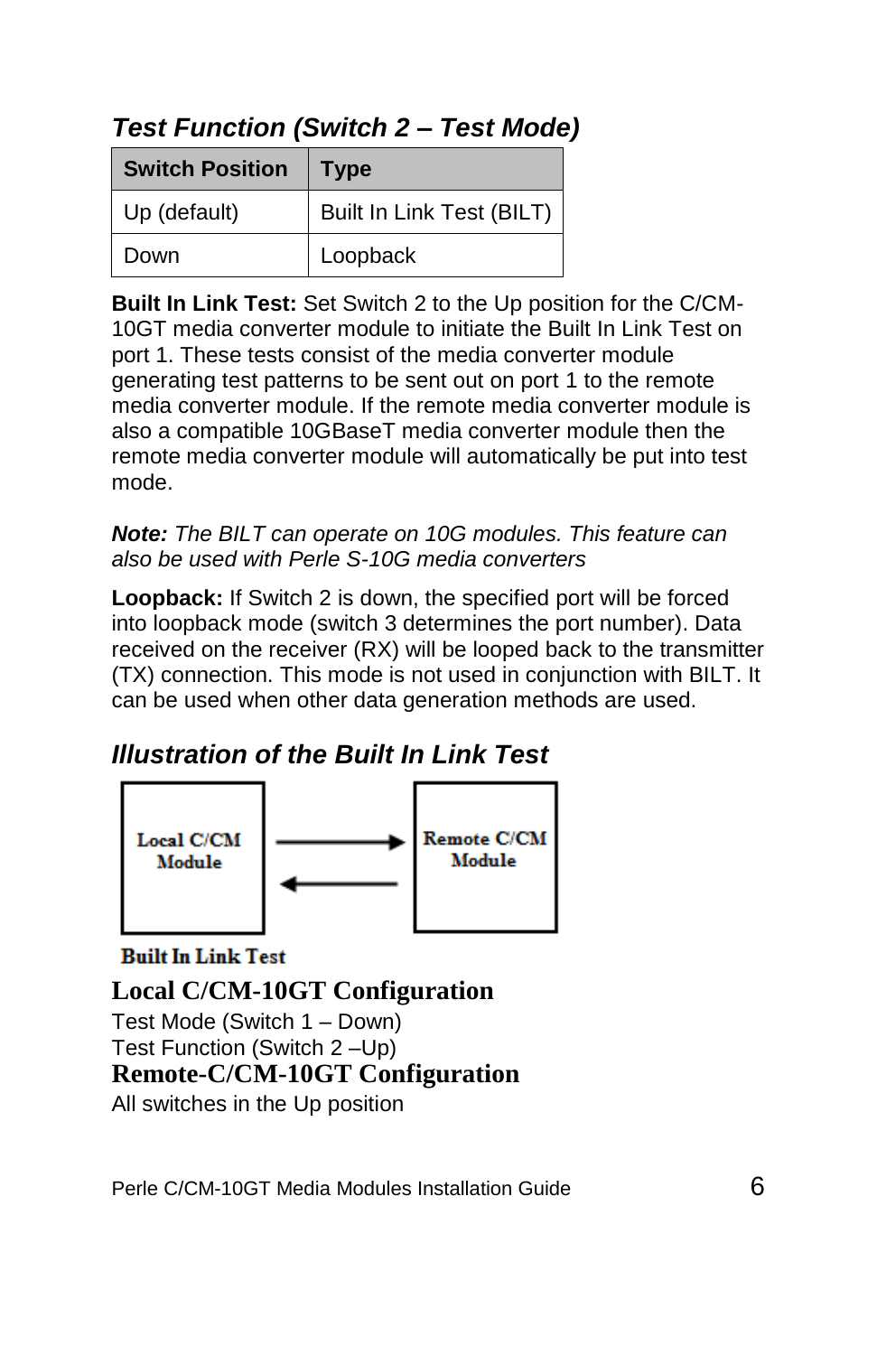### *Test Function (Switch 2 – Test Mode)*

| Switch Position | Type |
|---|---|
| Up (default) | Built In Link Test (BILT) |
| Down | Loopback |

**Built In Link Test:** Set Switch 2 to the Up position for the C/CM-10GT media converter module to initiate the Built In Link Test on port 1. These tests consist of the media converter module generating test patterns to be sent out on port 1 to the remote media converter module. If the remote media converter module is also a compatible 10GBaseT media converter module then the remote media converter module will automatically be put into test mode.

***Note:*** *The BILT can operate on 10G modules. This feature can also be used with Perle S-10G media converters*

**Loopback:** If Switch 2 is down, the specified port will be forced into loopback mode (switch 3 determines the port number). Data received on the receiver (RX) will be looped back to the transmitter (TX) connection. This mode is not used in conjunction with BILT. It can be used when other data generation methods are used.

### *Illustration of the Built In Link Test*

Local C/CM Module → Remote C/CM Module

Built In Link Test

**Local C/CM-10GT Configuration**

Test Mode (Switch 1 – Down)
Test Function (Switch 2 –Up)

**Remote-C/CM-10GT Configuration**

All switches in the Up position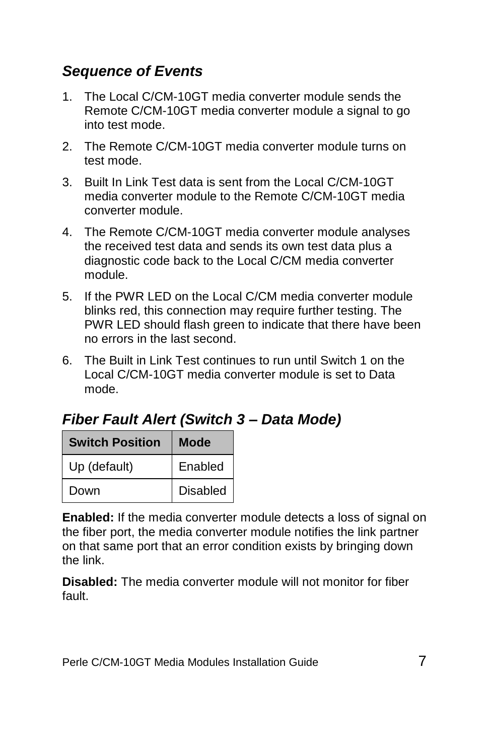### *Sequence of Events*

1. The Local C/CM-10GT media converter module sends the Remote C/CM-10GT media converter module a signal to go into test mode.
2. The Remote C/CM-10GT media converter module turns on test mode.
3. Built In Link Test data is sent from the Local C/CM-10GT media converter module to the Remote C/CM-10GT media converter module.
4. The Remote C/CM-10GT media converter module analyses the received test data and sends its own test data plus a diagnostic code back to the Local C/CM media converter module.
5. If the PWR LED on the Local C/CM media converter module blinks red, this connection may require further testing. The PWR LED should flash green to indicate that there have been no errors in the last second.
6. The Built in Link Test continues to run until Switch 1 on the Local C/CM-10GT media converter module is set to Data mode.

## *Fiber Fault Alert (Switch 3 – Data Mode)*

| Switch Position | Mode |
|---|---|
| Up (default) | Enabled |
| Down | Disabled |

**Enabled:** If the media converter module detects a loss of signal on the fiber port, the media converter module notifies the link partner on that same port that an error condition exists by bringing down the link.

**Disabled:** The media converter module will not monitor for fiber fault.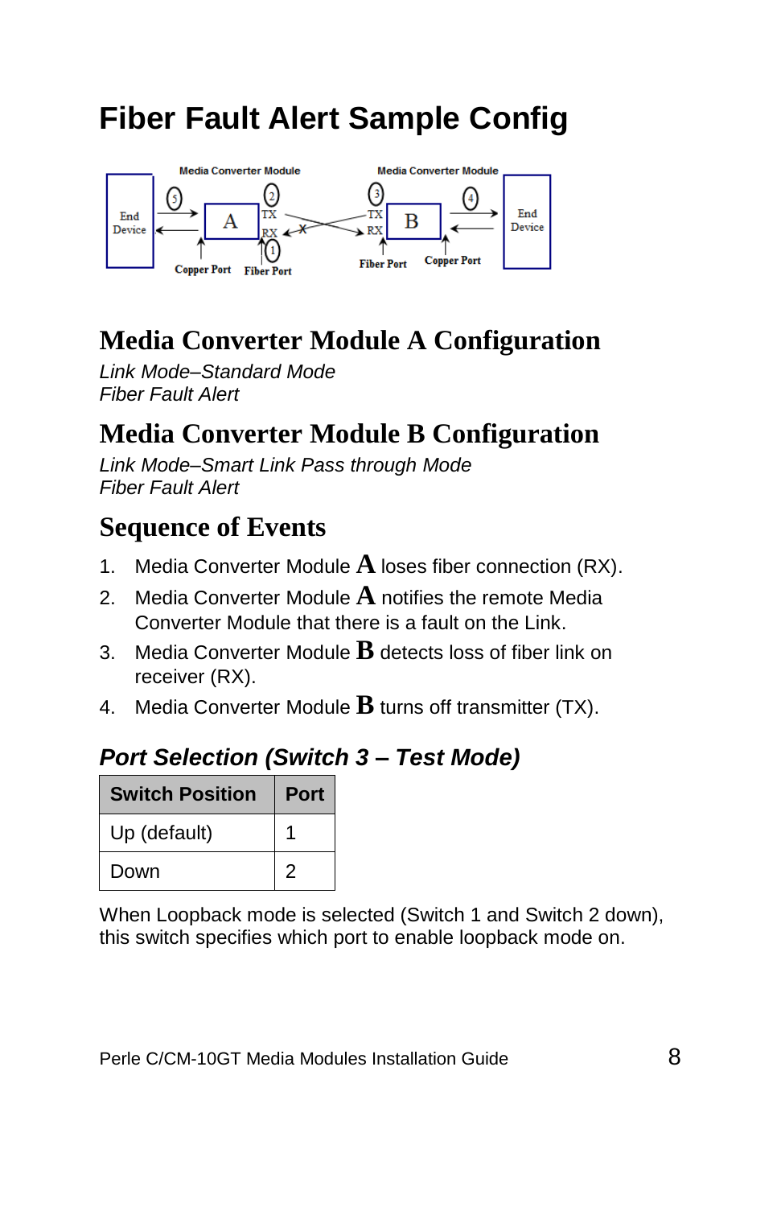# Fiber Fault Alert Sample Config

## Media Converter Module A Configuration

*Link Mode–Standard Mode*
*Fiber Fault Alert*

## Media Converter Module B Configuration

*Link Mode–Smart Link Pass through Mode*
*Fiber Fault Alert*

## Sequence of Events

1. Media Converter Module **A** loses fiber connection (RX).
2. Media Converter Module **A** notifies the remote Media Converter Module that there is a fault on the Link.
3. Media Converter Module **B** detects loss of fiber link on receiver (RX).
4. Media Converter Module **B** turns off transmitter (TX).

### *Port Selection (Switch 3 – Test Mode)*

| Switch Position | Port |
|---|---|
| Up (default) | 1 |
| Down | 2 |

When Loopback mode is selected (Switch 1 and Switch 2 down), this switch specifies which port to enable loopback mode on.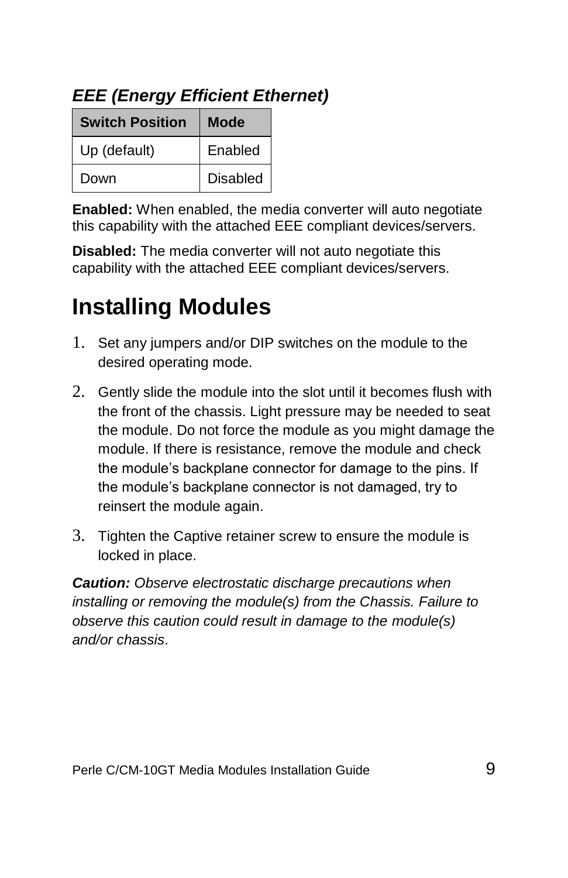### *EEE (Energy Efficient Ethernet)*

| Switch Position | Mode |
|---|---|
| Up (default) | Enabled |
| Down | Disabled |

**Enabled:** When enabled, the media converter will auto negotiate this capability with the attached EEE compliant devices/servers.

**Disabled:** The media converter will not auto negotiate this capability with the attached EEE compliant devices/servers.

# Installing Modules

1. Set any jumpers and/or DIP switches on the module to the desired operating mode.
2. Gently slide the module into the slot until it becomes flush with the front of the chassis. Light pressure may be needed to seat the module. Do not force the module as you might damage the module. If there is resistance, remove the module and check the module's backplane connector for damage to the pins. If the module's backplane connector is not damaged, try to reinsert the module again.
3. Tighten the Captive retainer screw to ensure the module is locked in place.

***Caution:*** *Observe electrostatic discharge precautions when installing or removing the module(s) from the Chassis. Failure to observe this caution could result in damage to the module(s) and/or chassis*.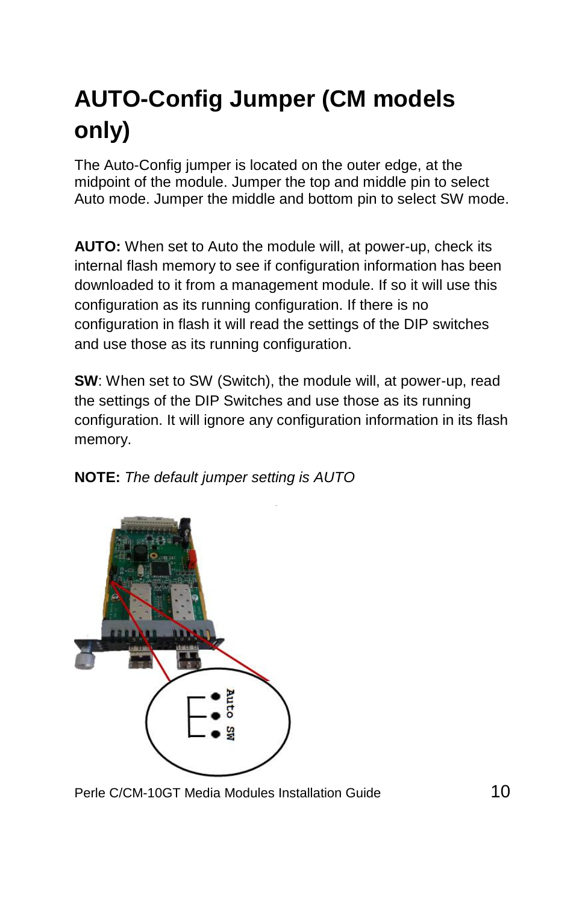# AUTO-Config Jumper (CM models only)

The Auto-Config jumper is located on the outer edge, at the midpoint of the module. Jumper the top and middle pin to select Auto mode. Jumper the middle and bottom pin to select SW mode.

**AUTO:** When set to Auto the module will, at power-up, check its internal flash memory to see if configuration information has been downloaded to it from a management module. If so it will use this configuration as its running configuration. If there is no configuration in flash it will read the settings of the DIP switches and use those as its running configuration.

**SW**: When set to SW (Switch), the module will, at power-up, read the settings of the DIP Switches and use those as its running configuration. It will ignore any configuration information in its flash memory.

**NOTE:** *The default jumper setting is AUTO*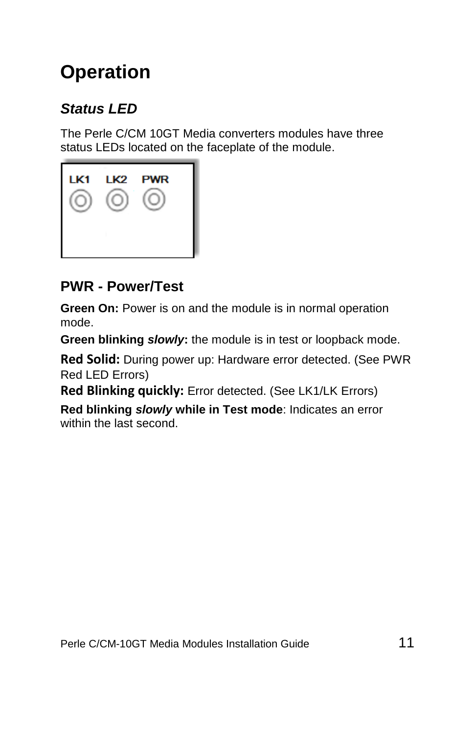# Operation

## *Status LED*

The Perle C/CM 10GT Media converters modules have three status LEDs located on the faceplate of the module.

LK1 LK2 PWR

### PWR - Power/Test

**Green On:** Power is on and the module is in normal operation mode.

**Green blinking *slowly*:** the module is in test or loopback mode.

**Red Solid:** During power up: Hardware error detected. (See PWR Red LED Errors)

**Red Blinking quickly:** Error detected. (See LK1/LK Errors)

**Red blinking *slowly* while in Test mode**: Indicates an error within the last second.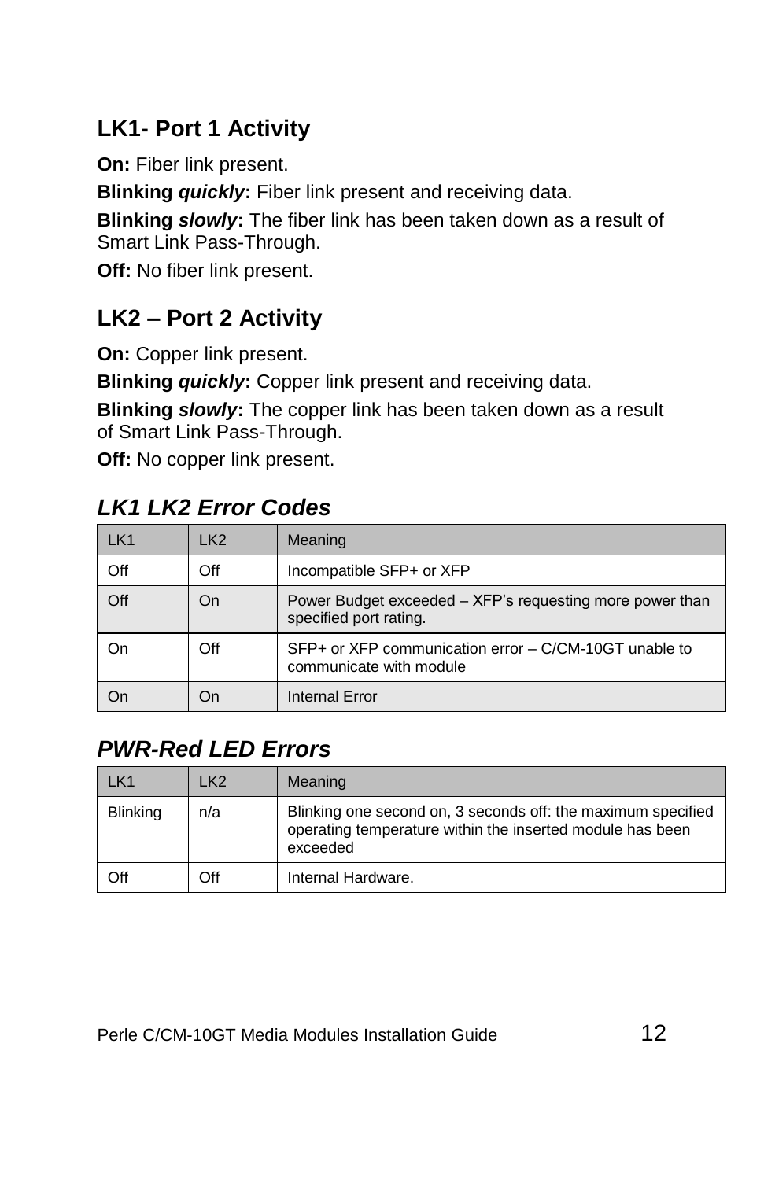## LK1- Port 1 Activity

**On:** Fiber link present.

**Blinking *quickly*:** Fiber link present and receiving data.

**Blinking *slowly*:** The fiber link has been taken down as a result of Smart Link Pass-Through.

**Off:** No fiber link present.

## LK2 – Port 2 Activity

**On:** Copper link present.

**Blinking *quickly*:** Copper link present and receiving data.

**Blinking *slowly*:** The copper link has been taken down as a result of Smart Link Pass-Through.

**Off:** No copper link present.

### *LK1 LK2 Error Codes*

| LK1 | LK2 | Meaning |
|---|---|---|
| Off | Off | Incompatible SFP+ or XFP |
| Off | On | Power Budget exceeded – XFP's requesting more power than specified port rating. |
| On | Off | SFP+ or XFP communication error – C/CM-10GT unable to communicate with module |
| On | On | Internal Error |

### *PWR-Red LED Errors*

| LK1 | LK2 | Meaning |
|---|---|---|
| Blinking | n/a | Blinking one second on, 3 seconds off: the maximum specified operating temperature within the inserted module has been exceeded |
| Off | Off | Internal Hardware. |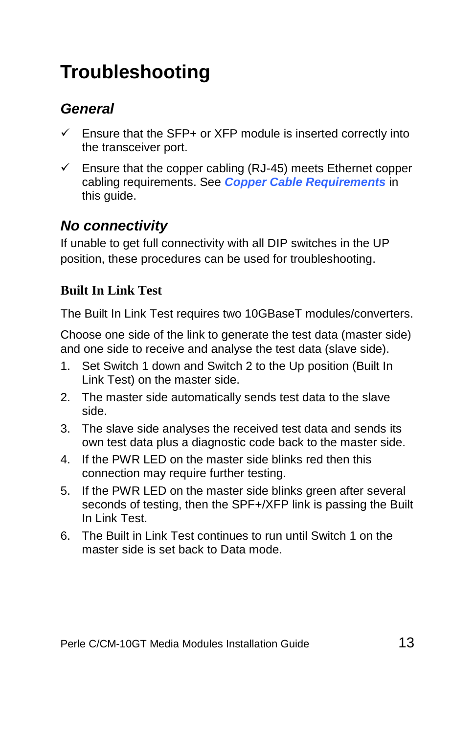# Troubleshooting

## *General*

- ✓ Ensure that the SFP+ or XFP module is inserted correctly into the transceiver port.
- ✓ Ensure that the copper cabling (RJ-45) meets Ethernet copper cabling requirements. See ***Copper Cable Requirements*** in this guide.

## *No connectivity*

If unable to get full connectivity with all DIP switches in the UP position, these procedures can be used for troubleshooting.

### Built In Link Test

The Built In Link Test requires two 10GBaseT modules/converters.

Choose one side of the link to generate the test data (master side) and one side to receive and analyse the test data (slave side).

1. Set Switch 1 down and Switch 2 to the Up position (Built In Link Test) on the master side.
2. The master side automatically sends test data to the slave side.
3. The slave side analyses the received test data and sends its own test data plus a diagnostic code back to the master side.
4. If the PWR LED on the master side blinks red then this connection may require further testing.
5. If the PWR LED on the master side blinks green after several seconds of testing, then the SPF+/XFP link is passing the Built In Link Test.
6. The Built in Link Test continues to run until Switch 1 on the master side is set back to Data mode.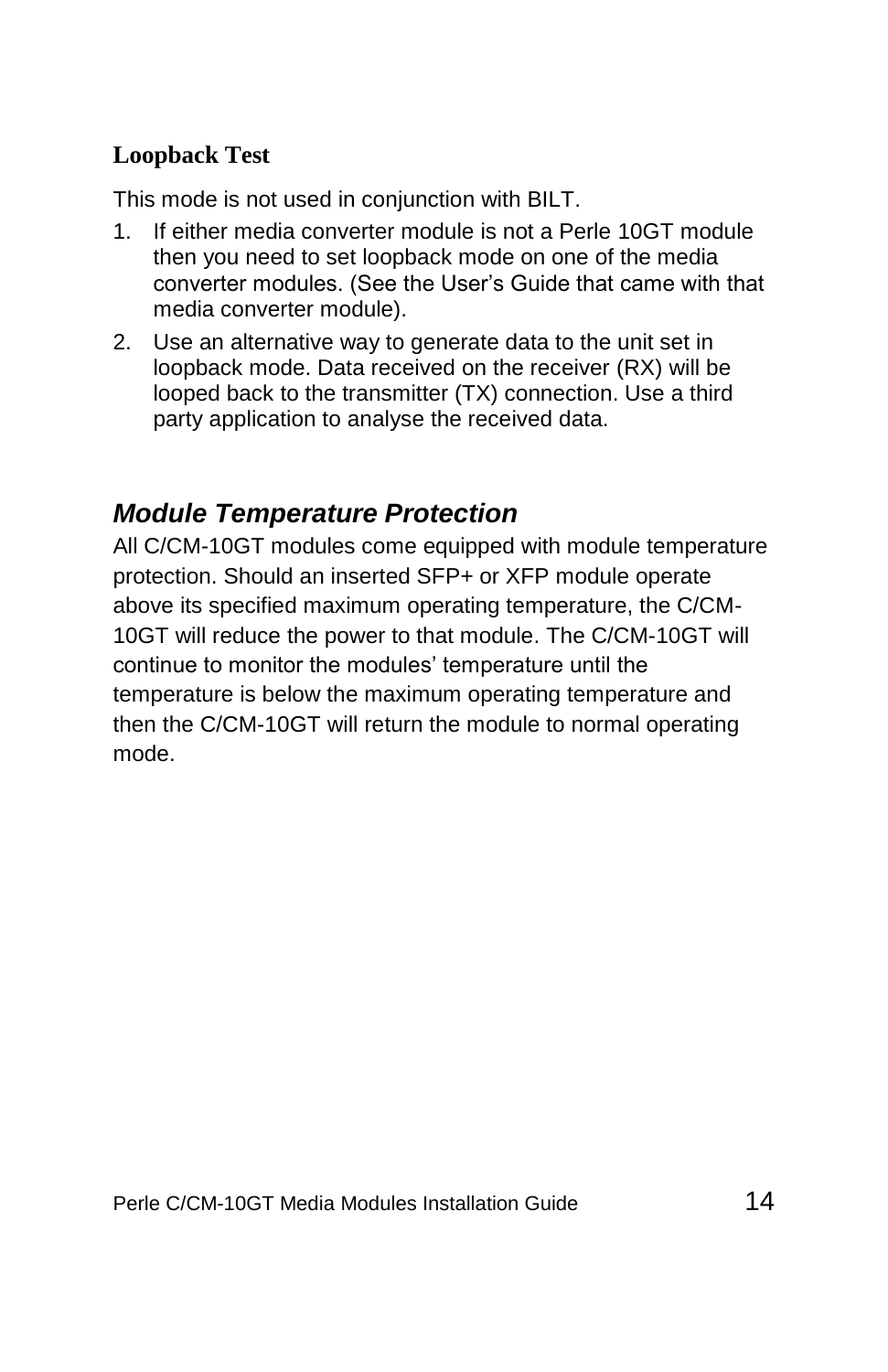### **Loopback Test**

This mode is not used in conjunction with BILT.

1. If either media converter module is not a Perle 10GT module then you need to set loopback mode on one of the media converter modules. (See the User's Guide that came with that media converter module).
2. Use an alternative way to generate data to the unit set in loopback mode. Data received on the receiver (RX) will be looped back to the transmitter (TX) connection. Use a third party application to analyse the received data.

## ***Module Temperature Protection***

All C/CM-10GT modules come equipped with module temperature protection. Should an inserted SFP+ or XFP module operate above its specified maximum operating temperature, the C/CM-10GT will reduce the power to that module. The C/CM-10GT will continue to monitor the modules' temperature until the temperature is below the maximum operating temperature and then the C/CM-10GT will return the module to normal operating mode.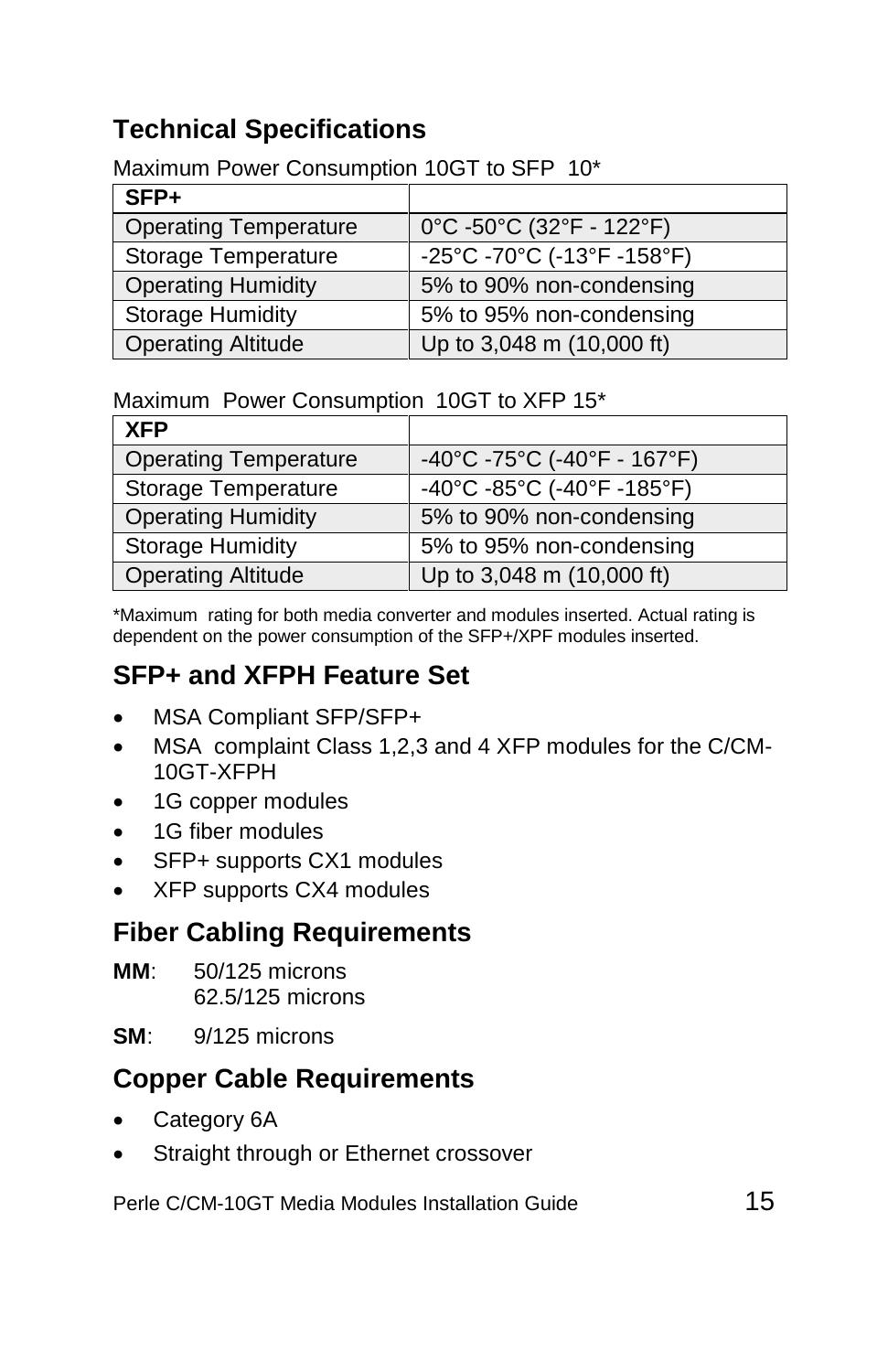## Technical Specifications

Maximum Power Consumption 10GT to SFP 10*

| SFP+ | |
|---|---|
| Operating Temperature | 0°C -50°C (32°F - 122°F) |
| Storage Temperature | -25°C -70°C (-13°F -158°F) |
| Operating Humidity | 5% to 90% non-condensing |
| Storage Humidity | 5% to 95% non-condensing |
| Operating Altitude | Up to 3,048 m (10,000 ft) |

Maximum Power Consumption 10GT to XFP 15*

| XFP | |
|---|---|
| Operating Temperature | -40°C -75°C (-40°F - 167°F) |
| Storage Temperature | -40°C -85°C (-40°F -185°F) |
| Operating Humidity | 5% to 90% non-condensing |
| Storage Humidity | 5% to 95% non-condensing |
| Operating Altitude | Up to 3,048 m (10,000 ft) |

*Maximum rating for both media converter and modules inserted. Actual rating is dependent on the power consumption of the SFP+/XPF modules inserted.

## SFP+ and XFPH Feature Set

- MSA Compliant SFP/SFP+
- MSA complaint Class 1,2,3 and 4 XFP modules for the C/CM-10GT-XFPH
- 1G copper modules
- 1G fiber modules
- SFP+ supports CX1 modules
- XFP supports CX4 modules

## Fiber Cabling Requirements

**MM**: 50/125 microns
62.5/125 microns

**SM**: 9/125 microns

## Copper Cable Requirements

- Category 6A
- Straight through or Ethernet crossover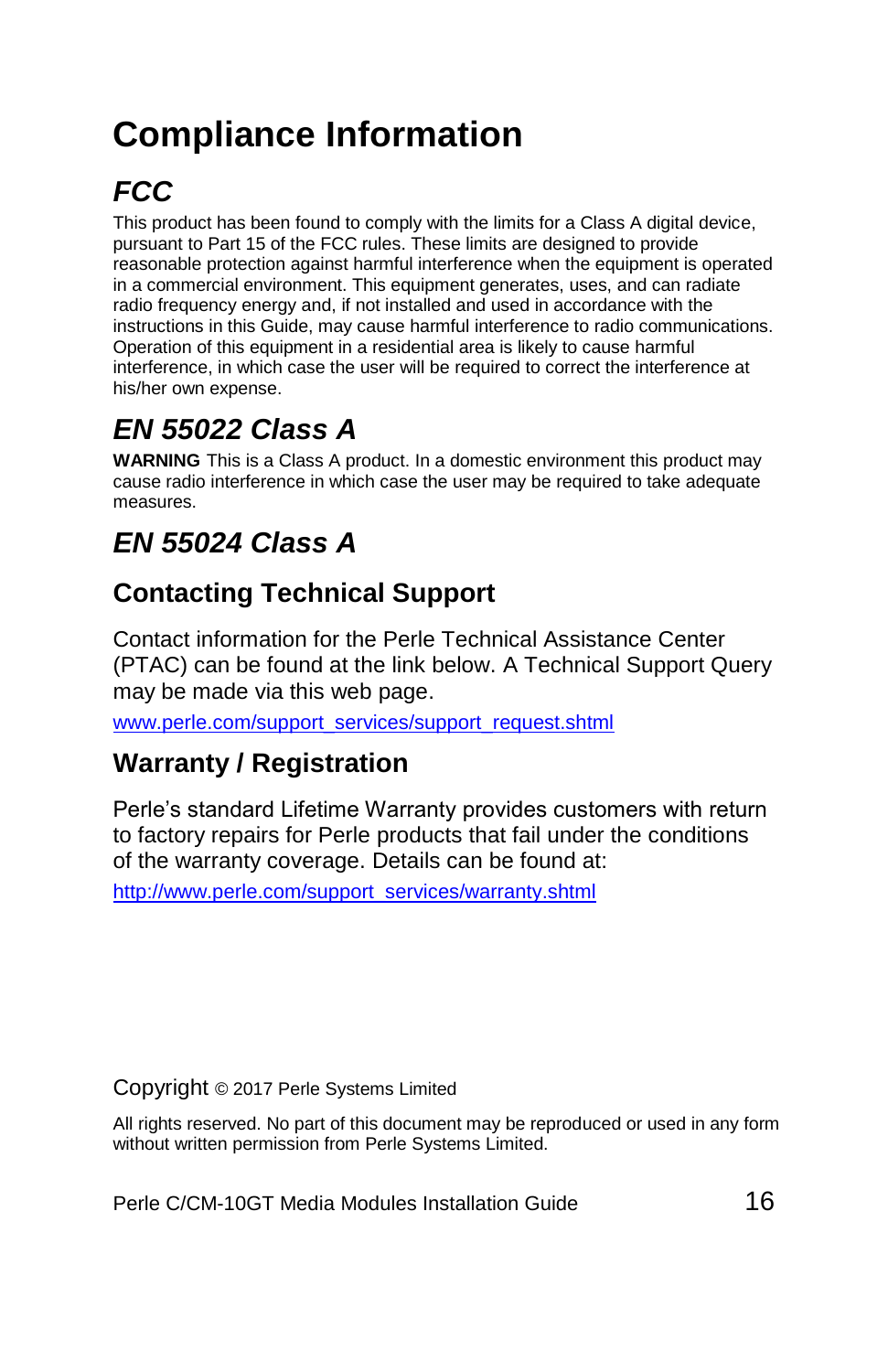# Compliance Information

## *FCC*

This product has been found to comply with the limits for a Class A digital device, pursuant to Part 15 of the FCC rules. These limits are designed to provide reasonable protection against harmful interference when the equipment is operated in a commercial environment. This equipment generates, uses, and can radiate radio frequency energy and, if not installed and used in accordance with the instructions in this Guide, may cause harmful interference to radio communications. Operation of this equipment in a residential area is likely to cause harmful interference, in which case the user will be required to correct the interference at his/her own expense.

## *EN 55022 Class A*

**WARNING** This is a Class A product. In a domestic environment this product may cause radio interference in which case the user may be required to take adequate measures.

## *EN 55024 Class A*

### Contacting Technical Support

Contact information for the Perle Technical Assistance Center (PTAC) can be found at the link below. A Technical Support Query may be made via this web page.

www.perle.com/support_services/support_request.shtml

### Warranty / Registration

Perle's standard Lifetime Warranty provides customers with return to factory repairs for Perle products that fail under the conditions of the warranty coverage. Details can be found at:

http://www.perle.com/support_services/warranty.shtml

Copyright © 2017 Perle Systems Limited

All rights reserved. No part of this document may be reproduced or used in any form without written permission from Perle Systems Limited.